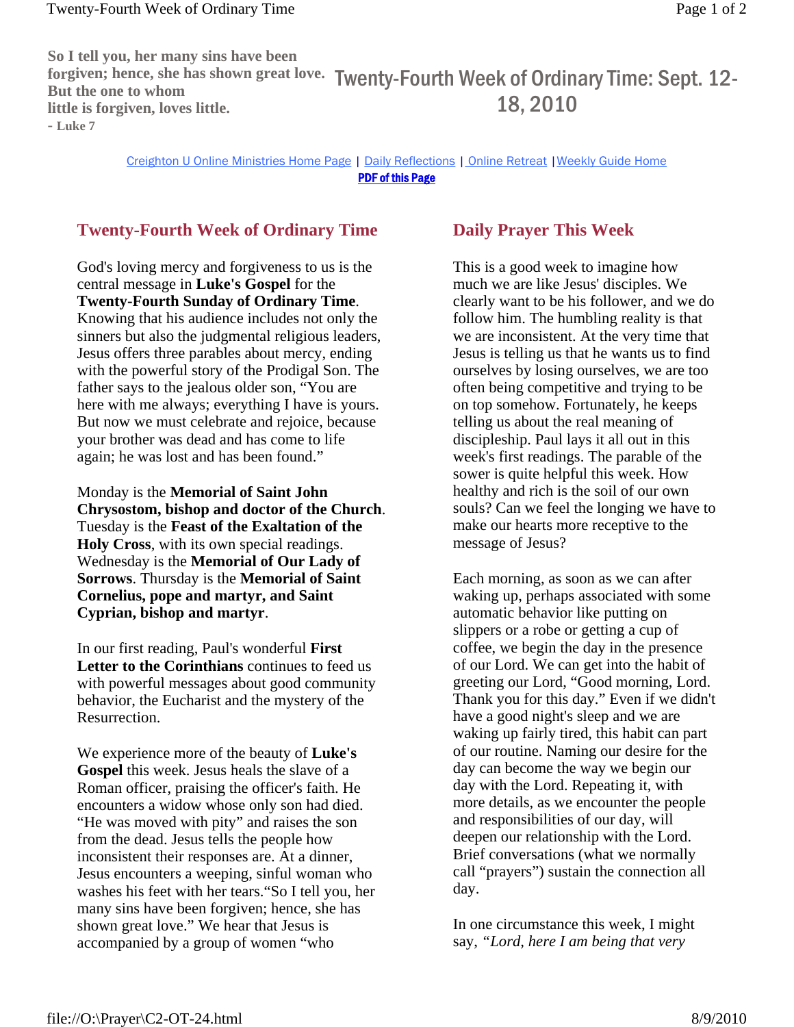**So I tell you, her many sins have been forgiven; hence, she has shown great love. But the one to whom little is forgiven, loves little.**
**- Luke 7**

# Twenty-Fourth Week of Ordinary Time: Sept. 12-18, 2010

Creighton U Online Ministries Home Page | Daily Reflections | Online Retreat | Weekly Guide Home

**PDF of this Page**

## Twenty-Fourth Week of Ordinary Time

God's loving mercy and forgiveness to us is the central message in **Luke's Gospel** for the **Twenty-Fourth Sunday of Ordinary Time**. Knowing that his audience includes not only the sinners but also the judgmental religious leaders, Jesus offers three parables about mercy, ending with the powerful story of the Prodigal Son. The father says to the jealous older son, "You are here with me always; everything I have is yours. But now we must celebrate and rejoice, because your brother was dead and has come to life again; he was lost and has been found."

Monday is the **Memorial of Saint John Chrysostom, bishop and doctor of the Church**. Tuesday is the **Feast of the Exaltation of the Holy Cross**, with its own special readings. Wednesday is the **Memorial of Our Lady of Sorrows**. Thursday is the **Memorial of Saint Cornelius, pope and martyr, and Saint Cyprian, bishop and martyr**.

In our first reading, Paul's wonderful **First Letter to the Corinthians** continues to feed us with powerful messages about good community behavior, the Eucharist and the mystery of the Resurrection.

We experience more of the beauty of **Luke's Gospel** this week. Jesus heals the slave of a Roman officer, praising the officer's faith. He encounters a widow whose only son had died. "He was moved with pity" and raises the son from the dead. Jesus tells the people how inconsistent their responses are. At a dinner, Jesus encounters a weeping, sinful woman who washes his feet with her tears."So I tell you, her many sins have been forgiven; hence, she has shown great love." We hear that Jesus is accompanied by a group of women "who

## Daily Prayer This Week

This is a good week to imagine how much we are like Jesus' disciples. We clearly want to be his follower, and we do follow him. The humbling reality is that we are inconsistent. At the very time that Jesus is telling us that he wants us to find ourselves by losing ourselves, we are too often being competitive and trying to be on top somehow. Fortunately, he keeps telling us about the real meaning of discipleship. Paul lays it all out in this week's first readings. The parable of the sower is quite helpful this week. How healthy and rich is the soil of our own souls? Can we feel the longing we have to make our hearts more receptive to the message of Jesus?

Each morning, as soon as we can after waking up, perhaps associated with some automatic behavior like putting on slippers or a robe or getting a cup of coffee, we begin the day in the presence of our Lord. We can get into the habit of greeting our Lord, "Good morning, Lord. Thank you for this day." Even if we didn't have a good night's sleep and we are waking up fairly tired, this habit can part of our routine. Naming our desire for the day can become the way we begin our day with the Lord. Repeating it, with more details, as we encounter the people and responsibilities of our day, will deepen our relationship with the Lord. Brief conversations (what we normally call "prayers") sustain the connection all day.

In one circumstance this week, I might say, *"Lord, here I am being that very*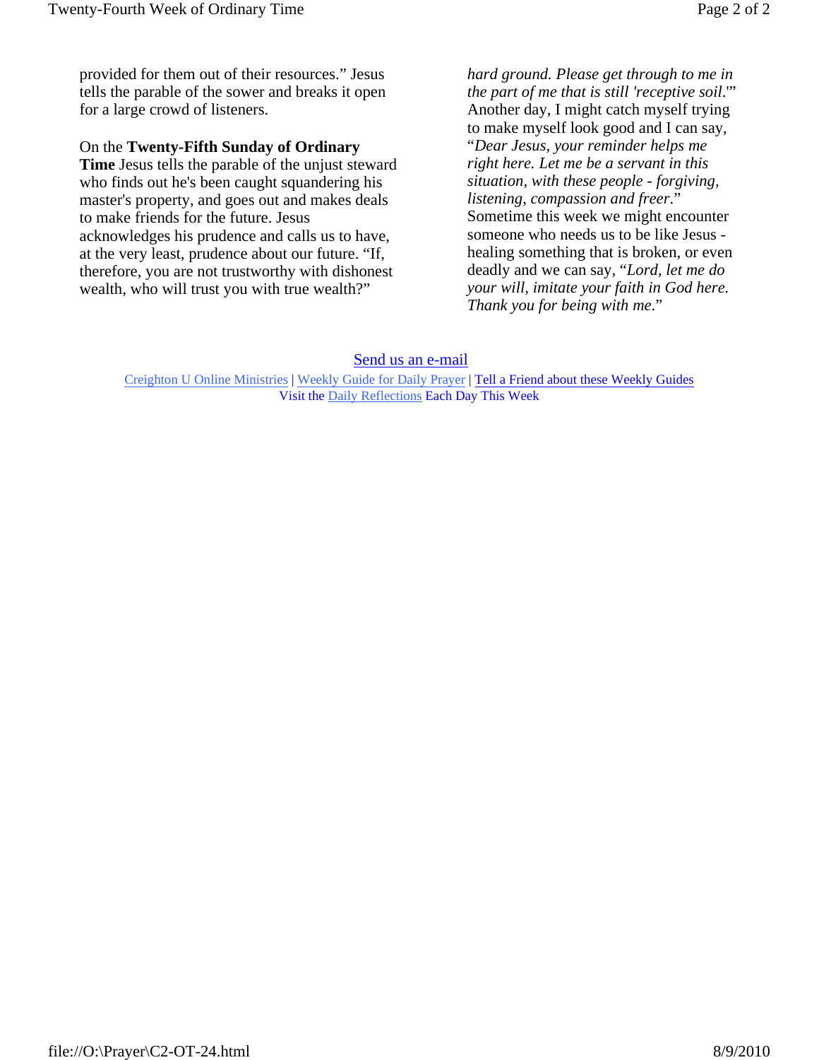provided for them out of their resources." Jesus tells the parable of the sower and breaks it open for a large crowd of listeners.

On the **Twenty-Fifth Sunday of Ordinary Time** Jesus tells the parable of the unjust steward who finds out he's been caught squandering his master's property, and goes out and makes deals to make friends for the future. Jesus acknowledges his prudence and calls us to have, at the very least, prudence about our future. "If, therefore, you are not trustworthy with dishonest wealth, who will trust you with true wealth?"

*hard ground. Please get through to me in the part of me that is still 'receptive soil*.'" Another day, I might catch myself trying to make myself look good and I can say, "*Dear Jesus, your reminder helps me right here. Let me be a servant in this situation, with these people - forgiving, listening, compassion and freer*." Sometime this week we might encounter someone who needs us to be like Jesus - healing something that is broken, or even deadly and we can say, "*Lord, let me do your will, imitate your faith in God here. Thank you for being with me*."

Send us an e-mail

Creighton U Online Ministries | Weekly Guide for Daily Prayer | Tell a Friend about these Weekly Guides

Visit the Daily Reflections Each Day This Week